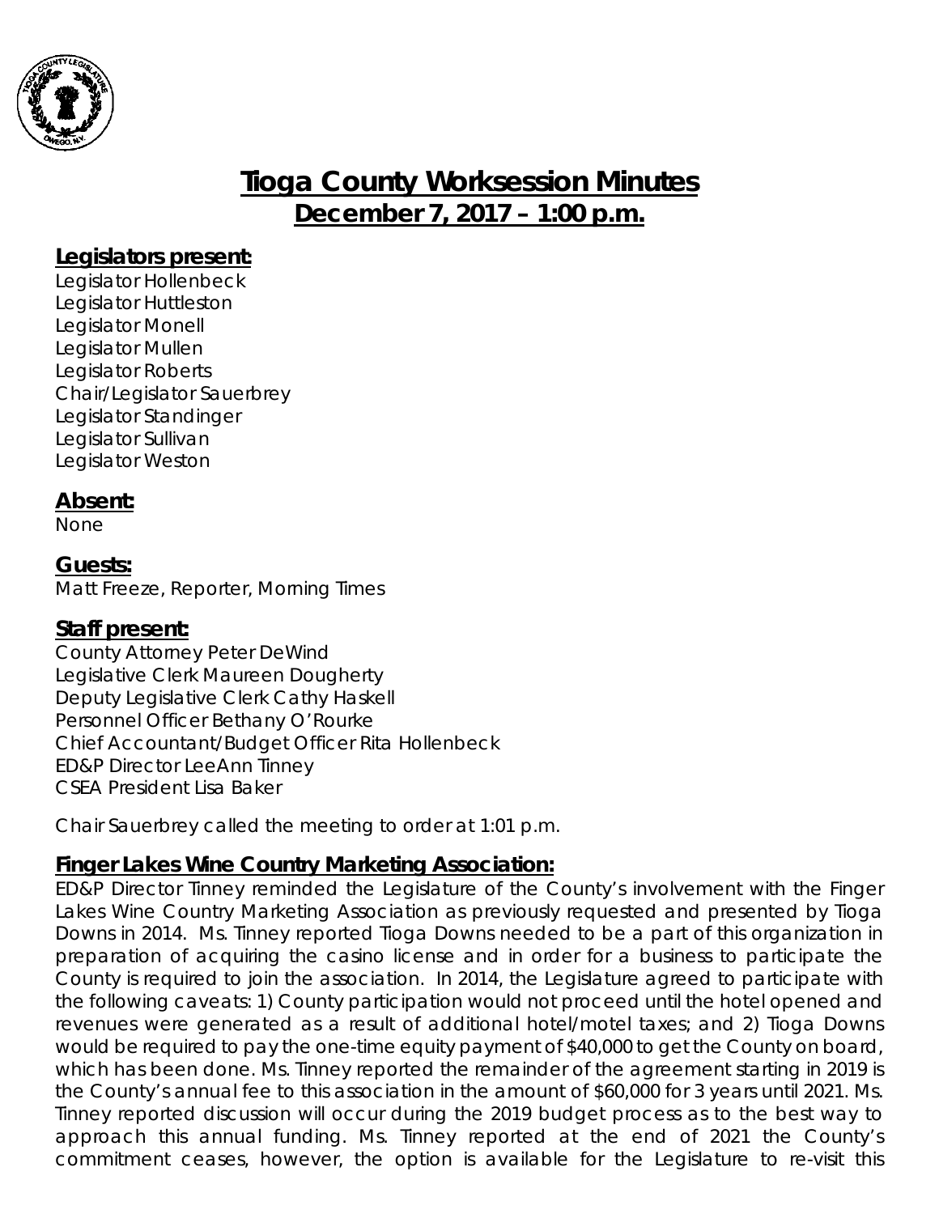# Tioga County Worksession Minutes

## December 7, 2017 – 1:00 p.m.

### Legislators present:

Legislator Hollenbeck
Legislator Huttleston
Legislator Monell
Legislator Mullen
Legislator Roberts
Chair/Legislator Sauerbrey
Legislator Standinger
Legislator Sullivan
Legislator Weston

### Absent:

None

### Guests:

Matt Freeze, Reporter, Morning Times

### Staff present:

County Attorney Peter DeWind
Legislative Clerk Maureen Dougherty
Deputy Legislative Clerk Cathy Haskell
Personnel Officer Bethany O'Rourke
Chief Accountant/Budget Officer Rita Hollenbeck
ED&P Director LeeAnn Tinney
CSEA President Lisa Baker

Chair Sauerbrey called the meeting to order at 1:01 p.m.

### Finger Lakes Wine Country Marketing Association:

ED&P Director Tinney reminded the Legislature of the County's involvement with the Finger Lakes Wine Country Marketing Association as previously requested and presented by Tioga Downs in 2014. Ms. Tinney reported Tioga Downs needed to be a part of this organization in preparation of acquiring the casino license and in order for a business to participate the County is required to join the association. In 2014, the Legislature agreed to participate with the following caveats: 1) County participation would not proceed until the hotel opened and revenues were generated as a result of additional hotel/motel taxes; and 2) Tioga Downs would be required to pay the one-time equity payment of $40,000 to get the County on board, which has been done. Ms. Tinney reported the remainder of the agreement starting in 2019 is the County's annual fee to this association in the amount of $60,000 for 3 years until 2021. Ms. Tinney reported discussion will occur during the 2019 budget process as to the best way to approach this annual funding. Ms. Tinney reported at the end of 2021 the County's commitment ceases, however, the option is available for the Legislature to re-visit this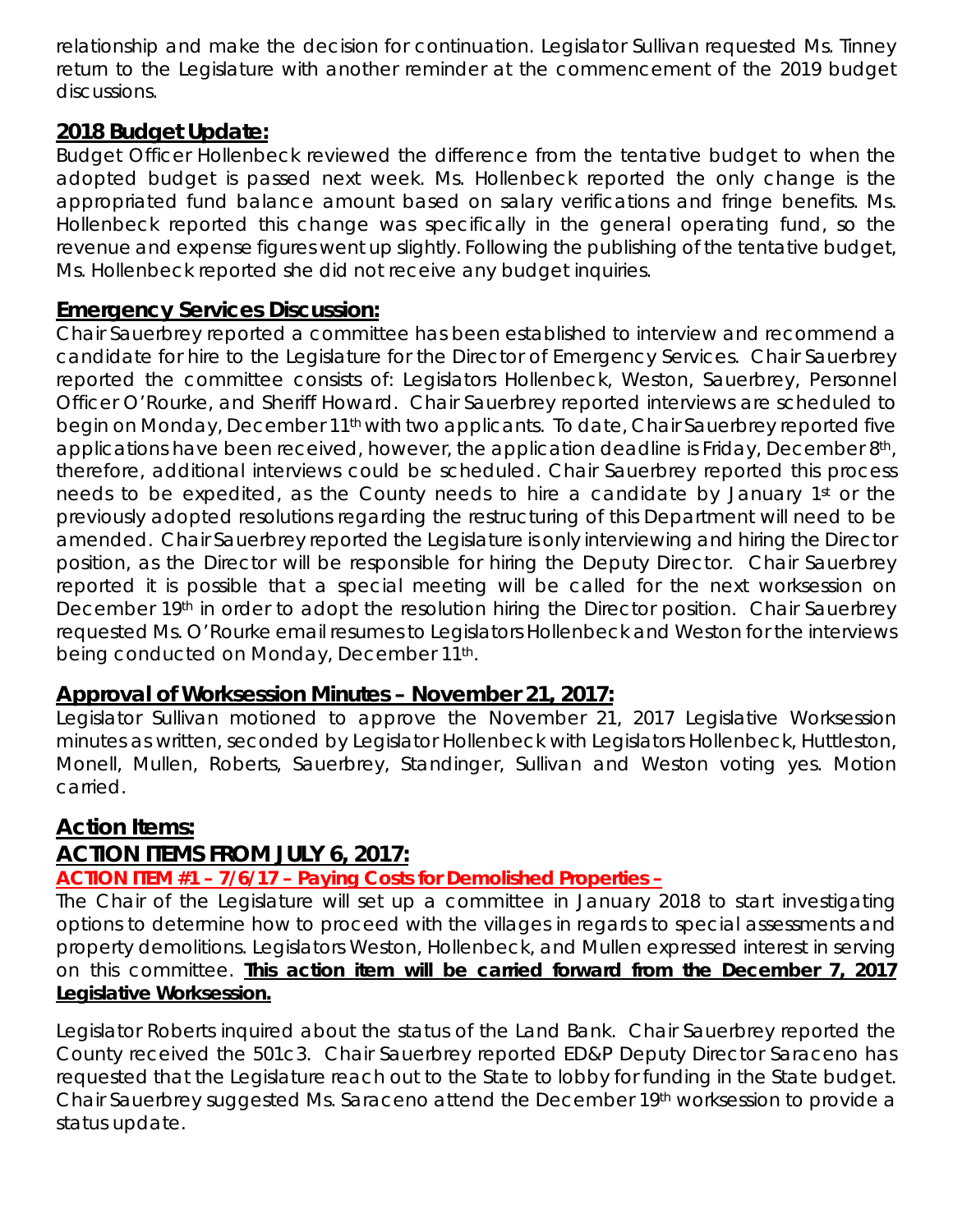relationship and make the decision for continuation. Legislator Sullivan requested Ms. Tinney return to the Legislature with another reminder at the commencement of the 2019 budget discussions.

## **2018 Budget Update:**

Budget Officer Hollenbeck reviewed the difference from the tentative budget to when the adopted budget is passed next week. Ms. Hollenbeck reported the only change is the appropriated fund balance amount based on salary verifications and fringe benefits. Ms. Hollenbeck reported this change was specifically in the general operating fund, so the revenue and expense figures went up slightly. Following the publishing of the tentative budget, Ms. Hollenbeck reported she did not receive any budget inquiries.

## **Emergency Services Discussion:**

Chair Sauerbrey reported a committee has been established to interview and recommend a candidate for hire to the Legislature for the Director of Emergency Services. Chair Sauerbrey reported the committee consists of: Legislators Hollenbeck, Weston, Sauerbrey, Personnel Officer O'Rourke, and Sheriff Howard. Chair Sauerbrey reported interviews are scheduled to begin on Monday, December 11th with two applicants. To date, Chair Sauerbrey reported five applications have been received, however, the application deadline is Friday, December 8th, therefore, additional interviews could be scheduled. Chair Sauerbrey reported this process needs to be expedited, as the County needs to hire a candidate by January 1st or the previously adopted resolutions regarding the restructuring of this Department will need to be amended. Chair Sauerbrey reported the Legislature is only interviewing and hiring the Director position, as the Director will be responsible for hiring the Deputy Director. Chair Sauerbrey reported it is possible that a special meeting will be called for the next worksession on December 19th in order to adopt the resolution hiring the Director position. Chair Sauerbrey requested Ms. O'Rourke email resumes to Legislators Hollenbeck and Weston for the interviews being conducted on Monday, December 11th.

## **Approval of Worksession Minutes – November 21, 2017:**

Legislator Sullivan motioned to approve the November 21, 2017 Legislative Worksession minutes as written, seconded by Legislator Hollenbeck with Legislators Hollenbeck, Huttleston, Monell, Mullen, Roberts, Sauerbrey, Standinger, Sullivan and Weston voting yes. Motion carried.

## **Action Items:**

## **ACTION ITEMS FROM JULY 6, 2017:**

**ACTION ITEM #1 – 7/6/17 – Paying Costs for Demolished Properties –**

The Chair of the Legislature will set up a committee in January 2018 to start investigating options to determine how to proceed with the villages in regards to special assessments and property demolitions. Legislators Weston, Hollenbeck, and Mullen expressed interest in serving on this committee. **This action item will be carried forward from the December 7, 2017 Legislative Worksession.**

Legislator Roberts inquired about the status of the Land Bank. Chair Sauerbrey reported the County received the 501c3. Chair Sauerbrey reported ED&P Deputy Director Saraceno has requested that the Legislature reach out to the State to lobby for funding in the State budget. Chair Sauerbrey suggested Ms. Saraceno attend the December 19th worksession to provide a status update.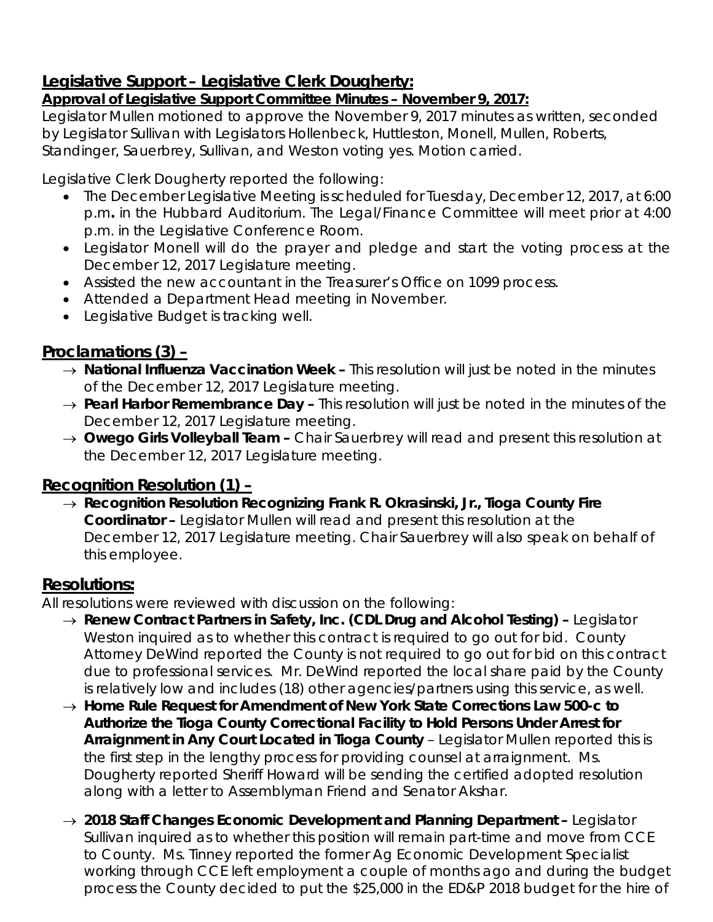## Legislative Support – Legislative Clerk Dougherty:

**Approval of Legislative Support Committee Minutes – November 9, 2017:**

Legislator Mullen motioned to approve the November 9, 2017 minutes as written, seconded by Legislator Sullivan with Legislators Hollenbeck, Huttleston, Monell, Mullen, Roberts, Standinger, Sauerbrey, Sullivan, and Weston voting yes. Motion carried.

Legislative Clerk Dougherty reported the following:

- The December Legislative Meeting is scheduled for Tuesday, December 12, 2017, at 6:00 p.m**.** in the Hubbard Auditorium. The Legal/Finance Committee will meet prior at 4:00 p.m. in the Legislative Conference Room.
- Legislator Monell will do the prayer and pledge and start the voting process at the December 12, 2017 Legislature meeting.
- Assisted the new accountant in the Treasurer's Office on 1099 process.
- Attended a Department Head meeting in November.
- Legislative Budget is tracking well.

## Proclamations (3) –

- → **National Influenza Vaccination Week –** This resolution will just be noted in the minutes of the December 12, 2017 Legislature meeting.
- → **Pearl Harbor Remembrance Day –** This resolution will just be noted in the minutes of the December 12, 2017 Legislature meeting.
- → **Owego Girls Volleyball Team –** Chair Sauerbrey will read and present this resolution at the December 12, 2017 Legislature meeting.

## Recognition Resolution (1) –

- → **Recognition Resolution Recognizing Frank R. Okrasinski, Jr., Tioga County Fire Coordinator –** Legislator Mullen will read and present this resolution at the December 12, 2017 Legislature meeting. Chair Sauerbrey will also speak on behalf of this employee.

## Resolutions:

All resolutions were reviewed with discussion on the following:

- → **Renew Contract Partners in Safety, Inc. (CDL Drug and Alcohol Testing) –** Legislator Weston inquired as to whether this contract is required to go out for bid. County Attorney DeWind reported the County is not required to go out for bid on this contract due to professional services. Mr. DeWind reported the local share paid by the County is relatively low and includes (18) other agencies/partners using this service, as well.
- → **Home Rule Request for Amendment of New York State Corrections Law 500-c to Authorize the Tioga County Correctional Facility to Hold Persons Under Arrest for Arraignment in Any Court Located in Tioga County** – Legislator Mullen reported this is the first step in the lengthy process for providing counsel at arraignment. Ms. Dougherty reported Sheriff Howard will be sending the certified adopted resolution along with a letter to Assemblyman Friend and Senator Akshar.
- → **2018 Staff Changes Economic Development and Planning Department –** Legislator Sullivan inquired as to whether this position will remain part-time and move from CCE to County. Ms. Tinney reported the former Ag Economic Development Specialist working through CCE left employment a couple of months ago and during the budget process the County decided to put the $25,000 in the ED&P 2018 budget for the hire of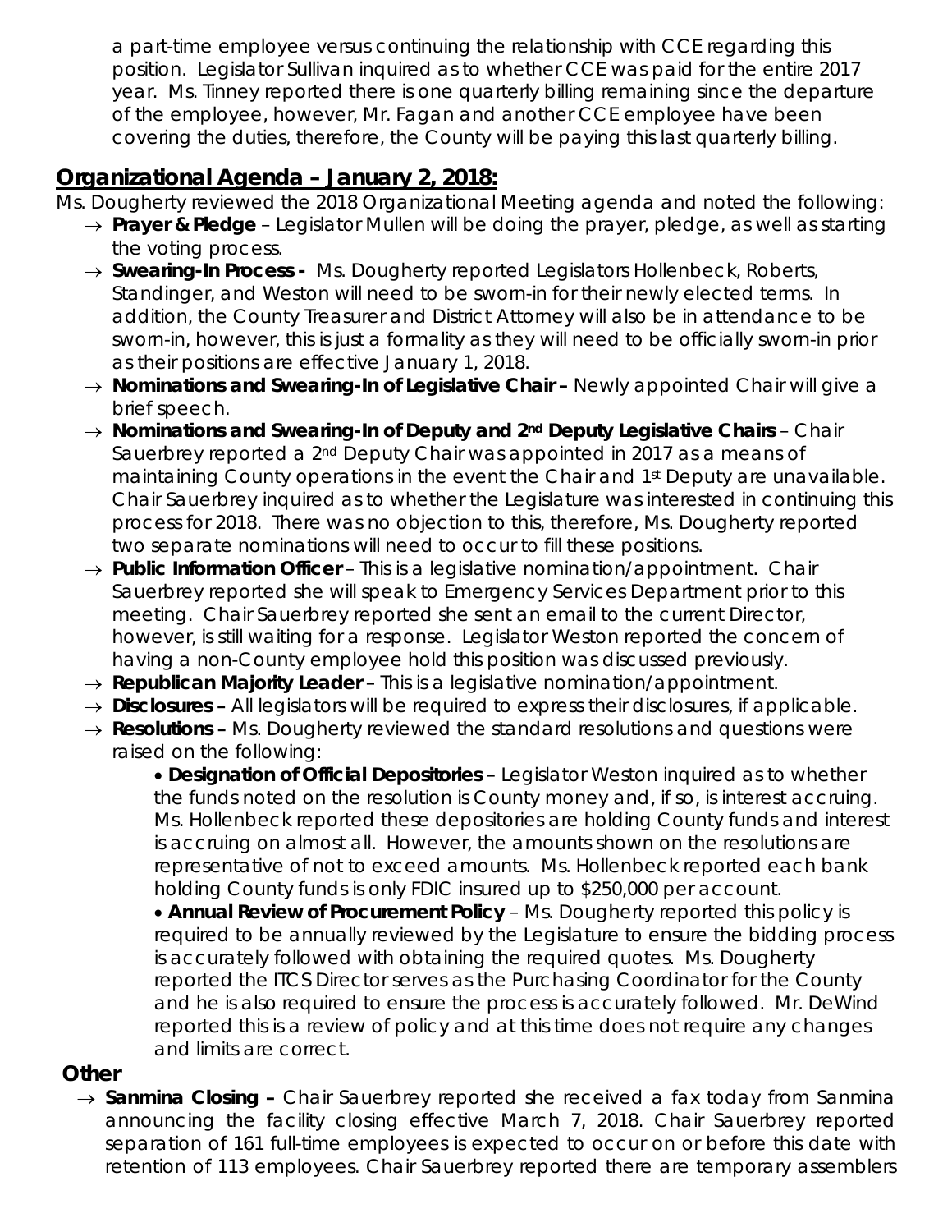a part-time employee versus continuing the relationship with CCE regarding this position. Legislator Sullivan inquired as to whether CCE was paid for the entire 2017 year. Ms. Tinney reported there is one quarterly billing remaining since the departure of the employee, however, Mr. Fagan and another CCE employee have been covering the duties, therefore, the County will be paying this last quarterly billing.

## Organizational Agenda – January 2, 2018:

Ms. Dougherty reviewed the 2018 Organizational Meeting agenda and noted the following:

- → **Prayer & Pledge** – Legislator Mullen will be doing the prayer, pledge, as well as starting the voting process.
- → **Swearing-In Process -** Ms. Dougherty reported Legislators Hollenbeck, Roberts, Standinger, and Weston will need to be sworn-in for their newly elected terms. In addition, the County Treasurer and District Attorney will also be in attendance to be sworn-in, however, this is just a formality as they will need to be officially sworn-in prior as their positions are effective January 1, 2018.
- → **Nominations and Swearing-In of Legislative Chair –** Newly appointed Chair will give a brief speech.
- → **Nominations and Swearing-In of Deputy and 2nd Deputy Legislative Chairs** – Chair Sauerbrey reported a 2nd Deputy Chair was appointed in 2017 as a means of maintaining County operations in the event the Chair and 1st Deputy are unavailable. Chair Sauerbrey inquired as to whether the Legislature was interested in continuing this process for 2018. There was no objection to this, therefore, Ms. Dougherty reported two separate nominations will need to occur to fill these positions.
- → **Public Information Officer** – This is a legislative nomination/appointment. Chair Sauerbrey reported she will speak to Emergency Services Department prior to this meeting. Chair Sauerbrey reported she sent an email to the current Director, however, is still waiting for a response. Legislator Weston reported the concern of having a non-County employee hold this position was discussed previously.
- → **Republican Majority Leader** – This is a legislative nomination/appointment.
- → **Disclosures –** All legislators will be required to express their disclosures, if applicable.
- → **Resolutions –** Ms. Dougherty reviewed the standard resolutions and questions were raised on the following:
  - **Designation of Official Depositories** – Legislator Weston inquired as to whether the funds noted on the resolution is County money and, if so, is interest accruing. Ms. Hollenbeck reported these depositories are holding County funds and interest is accruing on almost all. However, the amounts shown on the resolutions are representative of not to exceed amounts. Ms. Hollenbeck reported each bank holding County funds is only FDIC insured up to $250,000 per account.
  - **Annual Review of Procurement Policy** – Ms. Dougherty reported this policy is required to be annually reviewed by the Legislature to ensure the bidding process is accurately followed with obtaining the required quotes. Ms. Dougherty reported the ITCS Director serves as the Purchasing Coordinator for the County and he is also required to ensure the process is accurately followed. Mr. DeWind reported this is a review of policy and at this time does not require any changes and limits are correct.

## Other

- → **Sanmina Closing –** Chair Sauerbrey reported she received a fax today from Sanmina announcing the facility closing effective March 7, 2018. Chair Sauerbrey reported separation of 161 full-time employees is expected to occur on or before this date with retention of 113 employees. Chair Sauerbrey reported there are temporary assemblers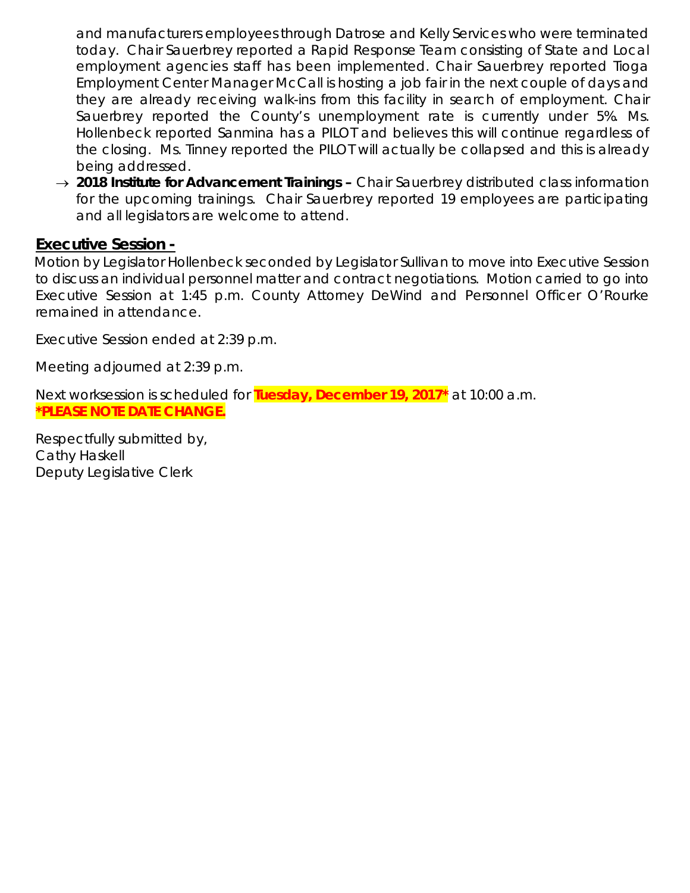and manufacturers employees through Datrose and Kelly Services who were terminated today. Chair Sauerbrey reported a Rapid Response Team consisting of State and Local employment agencies staff has been implemented. Chair Sauerbrey reported Tioga Employment Center Manager McCall is hosting a job fair in the next couple of days and they are already receiving walk-ins from this facility in search of employment. Chair Sauerbrey reported the County's unemployment rate is currently under 5%. Ms. Hollenbeck reported Sanmina has a PILOT and believes this will continue regardless of the closing. Ms. Tinney reported the PILOT will actually be collapsed and this is already being addressed.

- → **2018 Institute for Advancement Trainings –** Chair Sauerbrey distributed class information for the upcoming trainings. Chair Sauerbrey reported 19 employees are participating and all legislators are welcome to attend.

## Executive Session -

Motion by Legislator Hollenbeck seconded by Legislator Sullivan to move into Executive Session to discuss an individual personnel matter and contract negotiations. Motion carried to go into Executive Session at 1:45 p.m. County Attorney DeWind and Personnel Officer O'Rourke remained in attendance.

Executive Session ended at 2:39 p.m.

Meeting adjourned at 2:39 p.m.

Next worksession is scheduled for **Tuesday, December 19, 2017*** at 10:00 a.m.
***PLEASE NOTE DATE CHANGE.**

Respectfully submitted by,
Cathy Haskell
Deputy Legislative Clerk